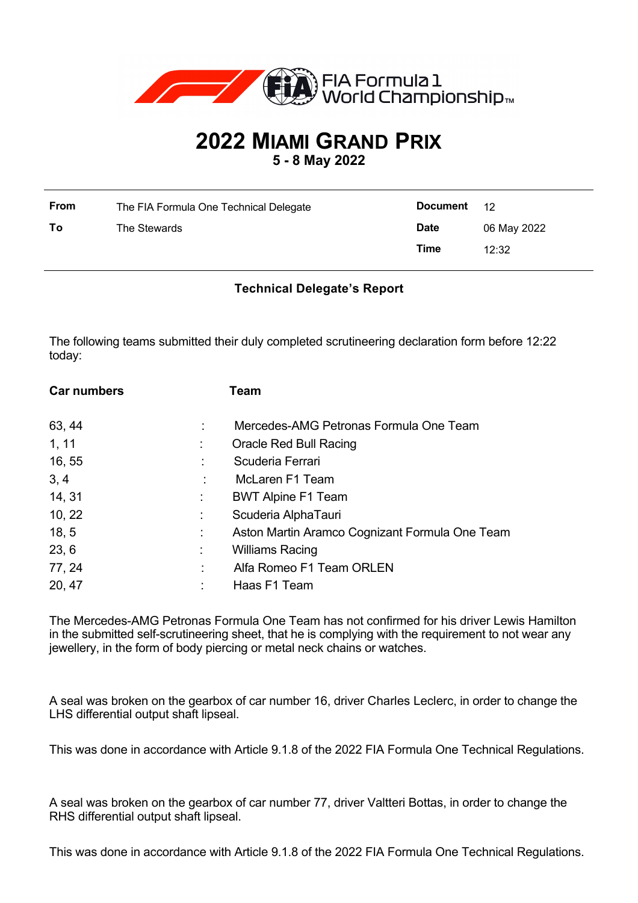FIA Formula 1 World Championship™

# 2022 MIAMI GRAND PRIX

**5 - 8 May 2022**

| | | | |
|---|---|---|---|
| **From** | The FIA Formula One Technical Delegate | **Document** | 12 |
| **To** | The Stewards | **Date** | 06 May 2022 |
| | | **Time** | 12:32 |

**Technical Delegate's Report**

The following teams submitted their duly completed scrutineering declaration form before 12:22 today:

| Car numbers | | Team |
|---|---|---|
| 63, 44 | : | Mercedes-AMG Petronas Formula One Team |
| 1, 11 | : | Oracle Red Bull Racing |
| 16, 55 | : | Scuderia Ferrari |
| 3, 4 | : | McLaren F1 Team |
| 14, 31 | : | BWT Alpine F1 Team |
| 10, 22 | : | Scuderia AlphaTauri |
| 18, 5 | : | Aston Martin Aramco Cognizant Formula One Team |
| 23, 6 | : | Williams Racing |
| 77, 24 | : | Alfa Romeo F1 Team ORLEN |
| 20, 47 | : | Haas F1 Team |

The Mercedes-AMG Petronas Formula One Team has not confirmed for his driver Lewis Hamilton in the submitted self-scrutineering sheet, that he is complying with the requirement to not wear any jewellery, in the form of body piercing or metal neck chains or watches.

A seal was broken on the gearbox of car number 16, driver Charles Leclerc, in order to change the LHS differential output shaft lipseal.

This was done in accordance with Article 9.1.8 of the 2022 FIA Formula One Technical Regulations.

A seal was broken on the gearbox of car number 77, driver Valtteri Bottas, in order to change the RHS differential output shaft lipseal.

This was done in accordance with Article 9.1.8 of the 2022 FIA Formula One Technical Regulations.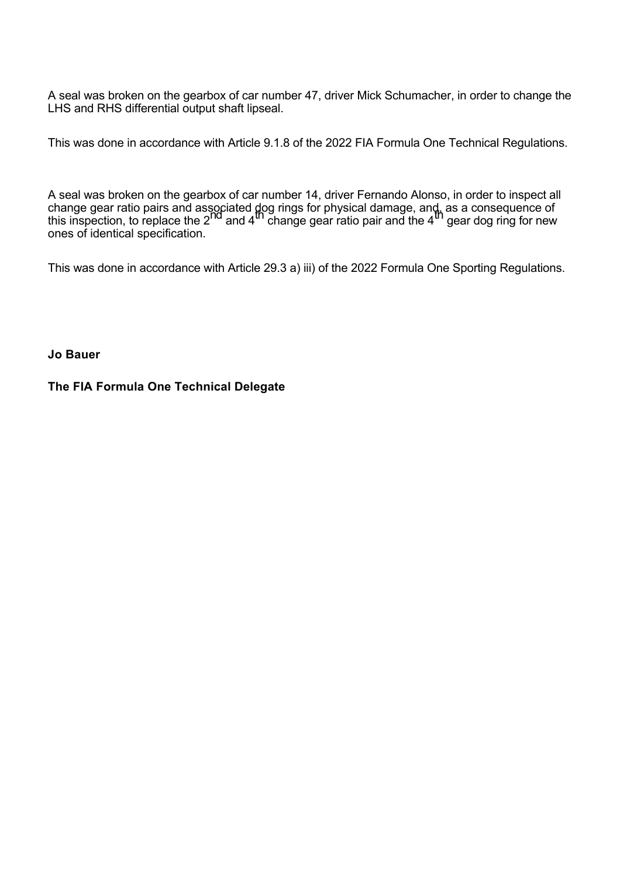A seal was broken on the gearbox of car number 47, driver Mick Schumacher, in order to change the LHS and RHS differential output shaft lipseal.

This was done in accordance with Article 9.1.8 of the 2022 FIA Formula One Technical Regulations.

A seal was broken on the gearbox of car number 14, driver Fernando Alonso, in order to inspect all change gear ratio pairs and associated dog rings for physical damage, and, as a consequence of this inspection, to replace the $2^{nd}$ and $4^{th}$ change gear ratio pair and the $4^{th}$ gear dog ring for new ones of identical specification.

This was done in accordance with Article 29.3 a) iii) of the 2022 Formula One Sporting Regulations.

**Jo Bauer**

**The FIA Formula One Technical Delegate**